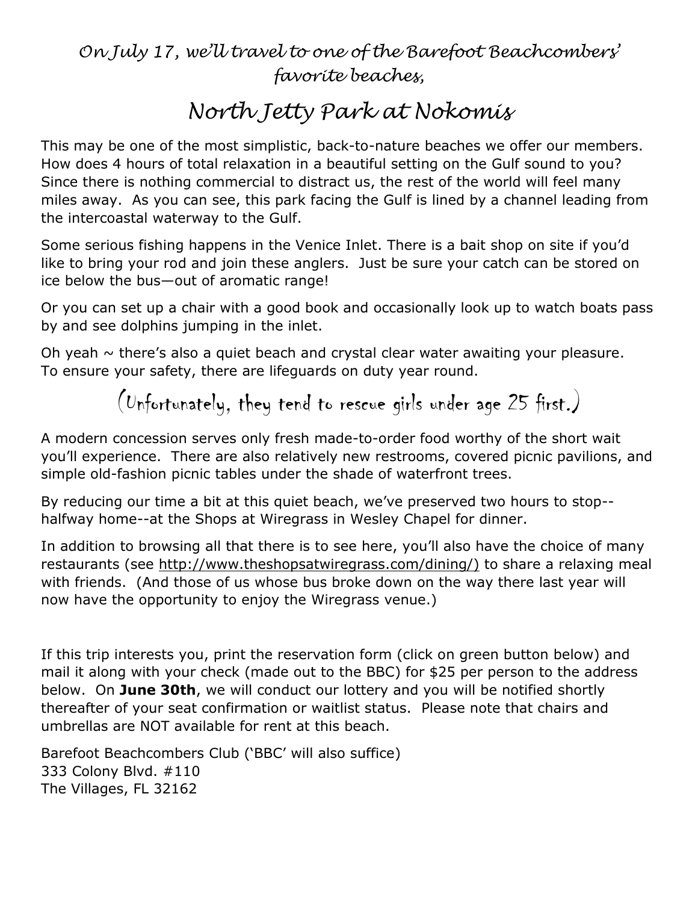*On July 17, we'll travel to one of the Barefoot Beachcombers' favorite beaches,*

# *North Jetty Park at Nokomis*

This may be one of the most simplistic, back-to-nature beaches we offer our members. How does 4 hours of total relaxation in a beautiful setting on the Gulf sound to you? Since there is nothing commercial to distract us, the rest of the world will feel many miles away. As you can see, this park facing the Gulf is lined by a channel leading from the intercoastal waterway to the Gulf.

Some serious fishing happens in the Venice Inlet. There is a bait shop on site if you'd like to bring your rod and join these anglers. Just be sure your catch can be stored on ice below the bus—out of aromatic range!

Or you can set up a chair with a good book and occasionally look up to watch boats pass by and see dolphins jumping in the inlet.

Oh yeah ~ there's also a quiet beach and crystal clear water awaiting your pleasure. To ensure your safety, there are lifeguards on duty year round.

(Unfortunately, they tend to rescue girls under age 25 first.)

A modern concession serves only fresh made-to-order food worthy of the short wait you'll experience. There are also relatively new restrooms, covered picnic pavilions, and simple old-fashion picnic tables under the shade of waterfront trees.

By reducing our time a bit at this quiet beach, we've preserved two hours to stop--halfway home--at the Shops at Wiregrass in Wesley Chapel for dinner.

In addition to browsing all that there is to see here, you'll also have the choice of many restaurants (see http://www.theshopsatwiregrass.com/dining/) to share a relaxing meal with friends. (And those of us whose bus broke down on the way there last year will now have the opportunity to enjoy the Wiregrass venue.)

If this trip interests you, print the reservation form (click on green button below) and mail it along with your check (made out to the BBC) for $25 per person to the address below. On **June 30th**, we will conduct our lottery and you will be notified shortly thereafter of your seat confirmation or waitlist status. Please note that chairs and umbrellas are NOT available for rent at this beach.

Barefoot Beachcombers Club ('BBC' will also suffice)
333 Colony Blvd. #110
The Villages, FL 32162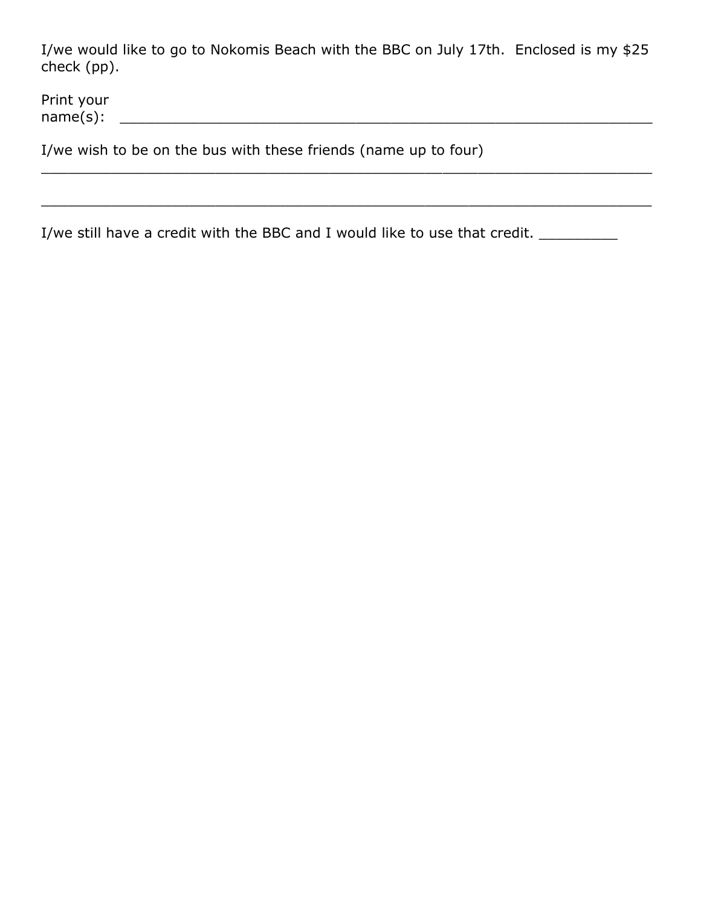I/we would like to go to Nokomis Beach with the BBC on July 17th. Enclosed is my $25 check (pp).

Print your name(s): ___________________________________________________________

I/we wish to be on the bus with these friends (name up to four)

_____________________________________________________________________

_____________________________________________________________________

I/we still have a credit with the BBC and I would like to use that credit. _________